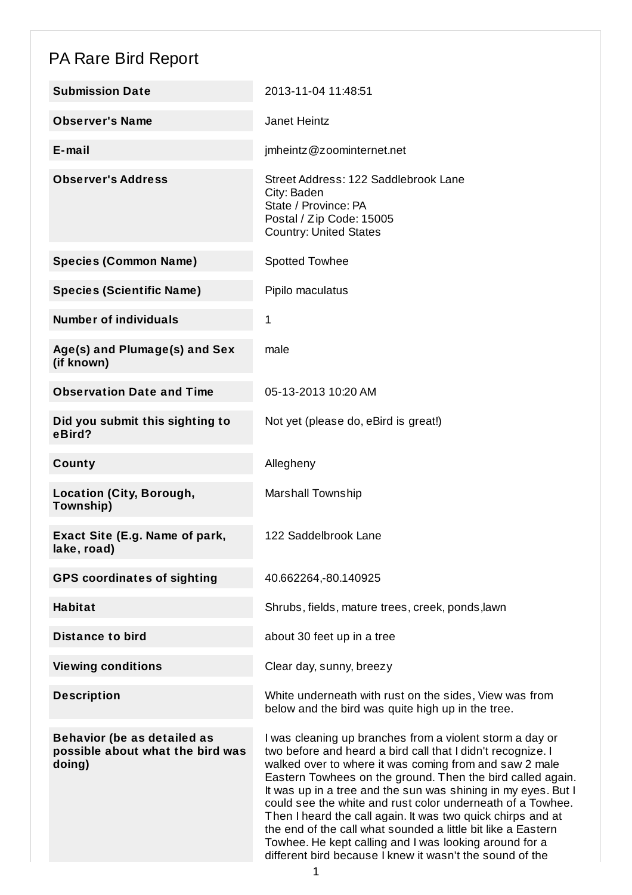# PA Rare Bird Report

| | |
|---|---|
| **Submission Date** | 2013-11-04 11:48:51 |
| **Observer's Name** | Janet Heintz |
| **E-mail** | jmheintz@zoominternet.net |
| **Observer's Address** | Street Address: 122 Saddlebrook Lane<br>City: Baden<br>State / Province: PA<br>Postal / Zip Code: 15005<br>Country: United States |
| **Species (Common Name)** | Spotted Towhee |
| **Species (Scientific Name)** | Pipilo maculatus |
| **Number of individuals** | 1 |
| **Age(s) and Plumage(s) and Sex (if known)** | male |
| **Observation Date and Time** | 05-13-2013 10:20 AM |
| **Did you submit this sighting to eBird?** | Not yet (please do, eBird is great!) |
| **County** | Allegheny |
| **Location (City, Borough, Township)** | Marshall Township |
| **Exact Site (E.g. Name of park, lake, road)** | 122 Saddelbrook Lane |
| **GPS coordinates of sighting** | 40.662264,-80.140925 |
| **Habitat** | Shrubs, fields, mature trees, creek, ponds,lawn |
| **Distance to bird** | about 30 feet up in a tree |
| **Viewing conditions** | Clear day, sunny, breezy |
| **Description** | White underneath with rust on the sides, View was from below and the bird was quite high up in the tree. |
| **Behavior (be as detailed as possible about what the bird was doing)** | I was cleaning up branches from a violent storm a day or two before and heard a bird call that I didn't recognize. I walked over to where it was coming from and saw 2 male Eastern Towhees on the ground. Then the bird called again. It was up in a tree and the sun was shining in my eyes. But I could see the white and rust color underneath of a Towhee. Then I heard the call again. It was two quick chirps and at the end of the call what sounded a little bit like a Eastern Towhee. He kept calling and I was looking around for a different bird because I knew it wasn't the sound of the |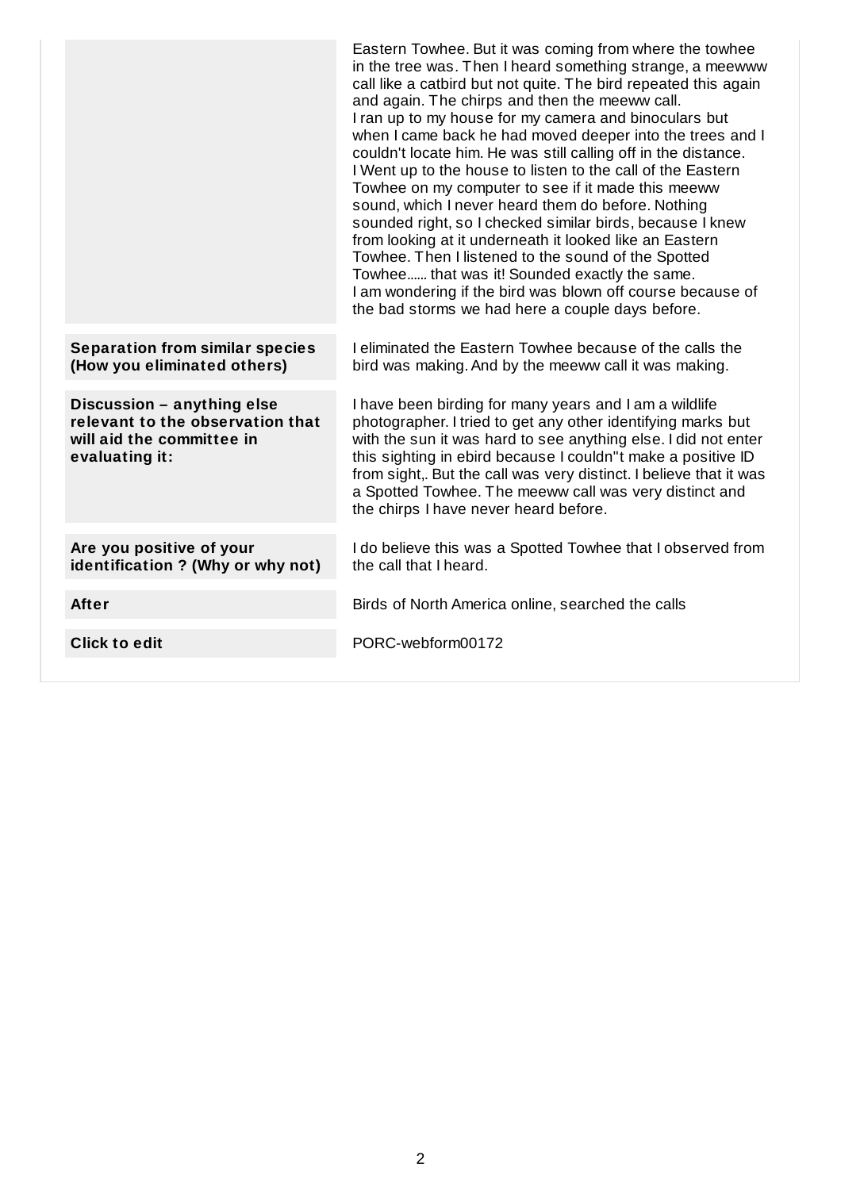| | |
|---|---|
| | Eastern Towhee. But it was coming from where the towhee in the tree was. Then I heard something strange, a meewww call like a catbird but not quite. The bird repeated this again and again. The chirps and then the meeww call.<br>I ran up to my house for my camera and binoculars but when I came back he had moved deeper into the trees and I couldn't locate him. He was still calling off in the distance.<br>I Went up to the house to listen to the call of the Eastern Towhee on my computer to see if it made this meeww sound, which I never heard them do before. Nothing sounded right, so I checked similar birds, because I knew from looking at it underneath it looked like an Eastern Towhee. Then I listened to the sound of the Spotted Towhee...... that was it! Sounded exactly the same.<br>I am wondering if the bird was blown off course because of the bad storms we had here a couple days before. |
| **Separation from similar species (How you eliminated others)** | I eliminated the Eastern Towhee because of the calls the bird was making. And by the meeww call it was making. |
| **Discussion – anything else relevant to the observation that will aid the committee in evaluating it:** | I have been birding for many years and I am a wildlife photographer. I tried to get any other identifying marks but with the sun it was hard to see anything else. I did not enter this sighting in ebird because I couldn"t make a positive ID from sight,. But the call was very distinct. I believe that it was a Spotted Towhee. The meeww call was very distinct and the chirps I have never heard before. |
| **Are you positive of your identification ? (Why or why not)** | I do believe this was a Spotted Towhee that I observed from the call that I heard. |
| **After** | Birds of North America online, searched the calls |
| **Click to edit** | PORC-webform00172 |